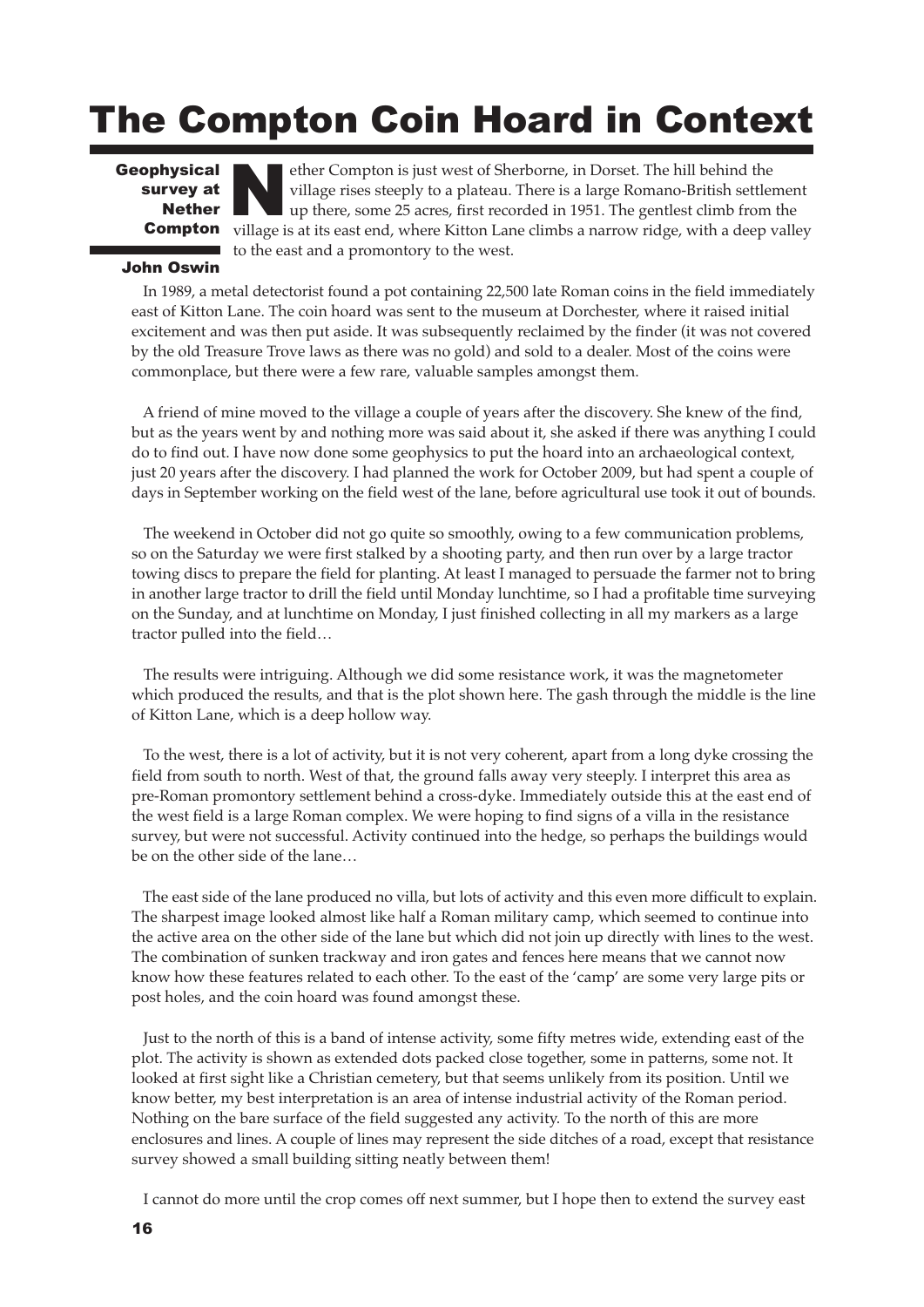# The Compton Coin Hoard in Context

**Geophysical survey at Nether Compton**

**John Oswin**

Nether Compton is just west of Sherborne, in Dorset. The hill behind the village rises steeply to a plateau. There is a large Romano-British settlement up there, some 25 acres, first recorded in 1951. The gentlest climb from the village is at its east end, where Kitton Lane climbs a narrow ridge, with a deep valley to the east and a promontory to the west.

In 1989, a metal detectorist found a pot containing 22,500 late Roman coins in the field immediately east of Kitton Lane. The coin hoard was sent to the museum at Dorchester, where it raised initial excitement and was then put aside. It was subsequently reclaimed by the finder (it was not covered by the old Treasure Trove laws as there was no gold) and sold to a dealer. Most of the coins were commonplace, but there were a few rare, valuable samples amongst them.

A friend of mine moved to the village a couple of years after the discovery. She knew of the find, but as the years went by and nothing more was said about it, she asked if there was anything I could do to find out. I have now done some geophysics to put the hoard into an archaeological context, just 20 years after the discovery. I had planned the work for October 2009, but had spent a couple of days in September working on the field west of the lane, before agricultural use took it out of bounds.

The weekend in October did not go quite so smoothly, owing to a few communication problems, so on the Saturday we were first stalked by a shooting party, and then run over by a large tractor towing discs to prepare the field for planting. At least I managed to persuade the farmer not to bring in another large tractor to drill the field until Monday lunchtime, so I had a profitable time surveying on the Sunday, and at lunchtime on Monday, I just finished collecting in all my markers as a large tractor pulled into the field…

The results were intriguing. Although we did some resistance work, it was the magnetometer which produced the results, and that is the plot shown here. The gash through the middle is the line of Kitton Lane, which is a deep hollow way.

To the west, there is a lot of activity, but it is not very coherent, apart from a long dyke crossing the field from south to north. West of that, the ground falls away very steeply. I interpret this area as pre-Roman promontory settlement behind a cross-dyke. Immediately outside this at the east end of the west field is a large Roman complex. We were hoping to find signs of a villa in the resistance survey, but were not successful. Activity continued into the hedge, so perhaps the buildings would be on the other side of the lane…

The east side of the lane produced no villa, but lots of activity and this even more difficult to explain. The sharpest image looked almost like half a Roman military camp, which seemed to continue into the active area on the other side of the lane but which did not join up directly with lines to the west. The combination of sunken trackway and iron gates and fences here means that we cannot now know how these features related to each other. To the east of the 'camp' are some very large pits or post holes, and the coin hoard was found amongst these.

Just to the north of this is a band of intense activity, some fifty metres wide, extending east of the plot. The activity is shown as extended dots packed close together, some in patterns, some not. It looked at first sight like a Christian cemetery, but that seems unlikely from its position. Until we know better, my best interpretation is an area of intense industrial activity of the Roman period. Nothing on the bare surface of the field suggested any activity. To the north of this are more enclosures and lines. A couple of lines may represent the side ditches of a road, except that resistance survey showed a small building sitting neatly between them!

I cannot do more until the crop comes off next summer, but I hope then to extend the survey east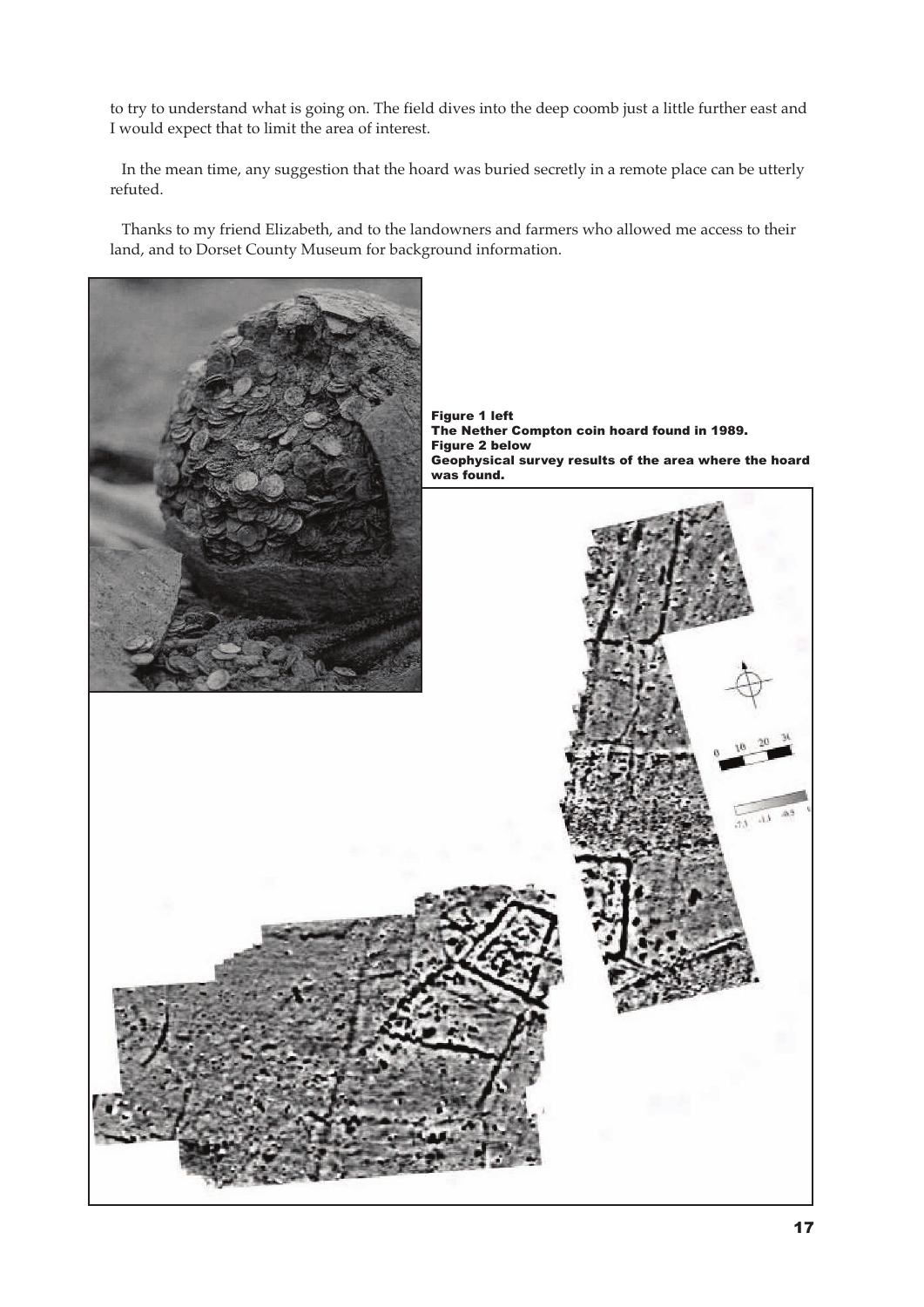to try to understand what is going on. The field dives into the deep coomb just a little further east and I would expect that to limit the area of interest.

In the mean time, any suggestion that the hoard was buried secretly in a remote place can be utterly refuted.

Thanks to my friend Elizabeth, and to the landowners and farmers who allowed me access to their land, and to Dorset County Museum for background information.

**Figure 1 left**
**The Nether Compton coin hoard found in 1989.**
**Figure 2 below**
**Geophysical survey results of the area where the hoard was found.**